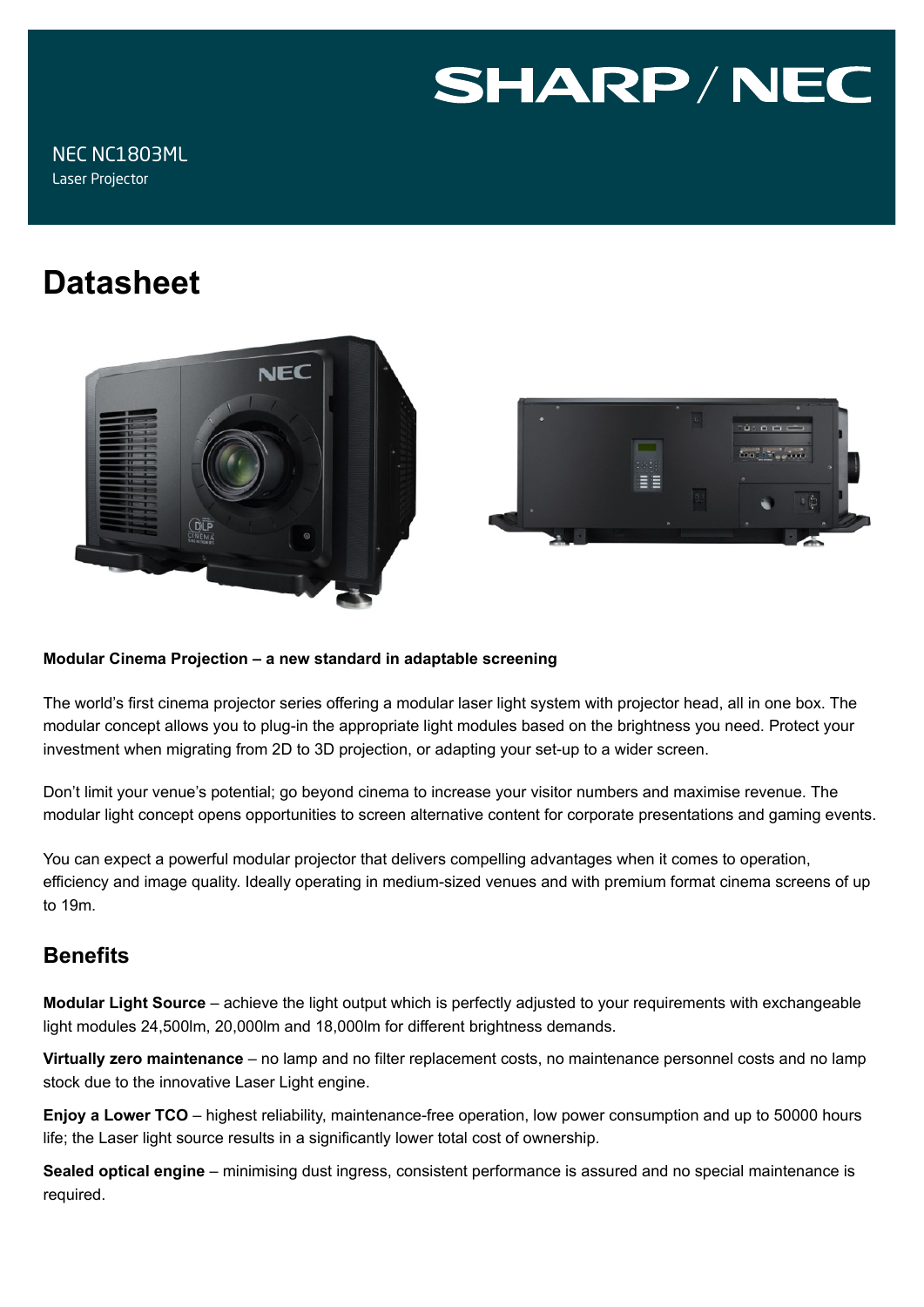SHARP / NEC

NEC NC1803ML
Laser Projector

# Datasheet

**Modular Cinema Projection – a new standard in adaptable screening**

The world's first cinema projector series offering a modular laser light system with projector head, all in one box. The modular concept allows you to plug-in the appropriate light modules based on the brightness you need. Protect your investment when migrating from 2D to 3D projection, or adapting your set-up to a wider screen.

Don't limit your venue's potential; go beyond cinema to increase your visitor numbers and maximise revenue. The modular light concept opens opportunities to screen alternative content for corporate presentations and gaming events.

You can expect a powerful modular projector that delivers compelling advantages when it comes to operation, efficiency and image quality. Ideally operating in medium-sized venues and with premium format cinema screens of up to 19m.

## Benefits

**Modular Light Source** – achieve the light output which is perfectly adjusted to your requirements with exchangeable light modules 24,500lm, 20,000lm and 18,000lm for different brightness demands.

**Virtually zero maintenance** – no lamp and no filter replacement costs, no maintenance personnel costs and no lamp stock due to the innovative Laser Light engine.

**Enjoy a Lower TCO** – highest reliability, maintenance-free operation, low power consumption and up to 50000 hours life; the Laser light source results in a significantly lower total cost of ownership.

**Sealed optical engine** – minimising dust ingress, consistent performance is assured and no special maintenance is required.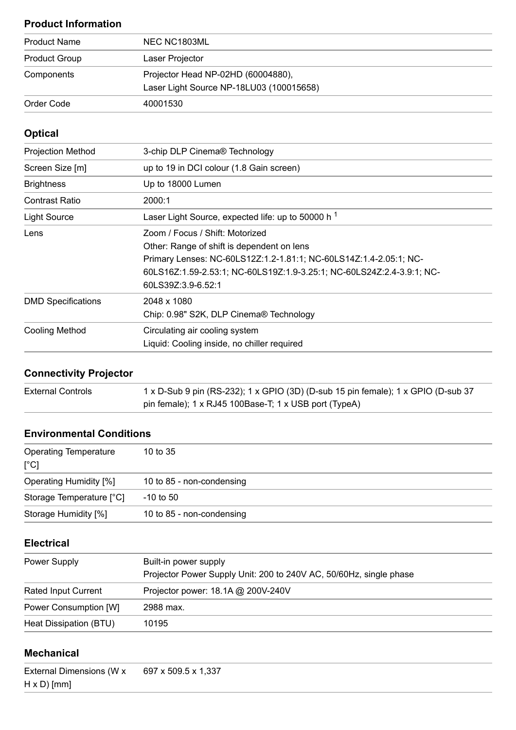## Product Information

| | |
|---|---|
| Product Name | NEC NC1803ML |
| Product Group | Laser Projector |
| Components | Projector Head NP-02HD (60004880),<br>Laser Light Source NP-18LU03 (100015658) |
| Order Code | 40001530 |

## Optical

| | |
|---|---|
| Projection Method | 3-chip DLP Cinema® Technology |
| Screen Size [m] | up to 19 in DCI colour (1.8 Gain screen) |
| Brightness | Up to 18000 Lumen |
| Contrast Ratio | 2000:1 |
| Light Source | Laser Light Source, expected life: up to 50000 h [1] |
| Lens | Zoom / Focus / Shift: Motorized<br>Other: Range of shift is dependent on lens<br>Primary Lenses: NC-60LS12Z:1.2-1.81:1; NC-60LS14Z:1.4-2.05:1; NC-60LS16Z:1.59-2.53:1; NC-60LS19Z:1.9-3.25:1; NC-60LS24Z:2.4-3.9:1; NC-60LS39Z:3.9-6.52:1 |
| DMD Specifications | 2048 x 1080<br>Chip: 0.98" S2K, DLP Cinema® Technology |
| Cooling Method | Circulating air cooling system<br>Liquid: Cooling inside, no chiller required |

## Connectivity Projector

| | |
|---|---|
| External Controls | 1 x D-Sub 9 pin (RS-232); 1 x GPIO (3D) (D-sub 15 pin female); 1 x GPIO (D-sub 37 pin female); 1 x RJ45 100Base-T; 1 x USB port (TypeA) |

## Environmental Conditions

| | |
|---|---|
| Operating Temperature [°C] | 10 to 35 |
| Operating Humidity [%] | 10 to 85 - non-condensing |
| Storage Temperature [°C] | -10 to 50 |
| Storage Humidity [%] | 10 to 85 - non-condensing |

## Electrical

| | |
|---|---|
| Power Supply | Built-in power supply<br>Projector Power Supply Unit: 200 to 240V AC, 50/60Hz, single phase |
| Rated Input Current | Projector power: 18.1A @ 200V-240V |
| Power Consumption [W] | 2988 max. |
| Heat Dissipation (BTU) | 10195 |

## Mechanical

| | |
|---|---|
| External Dimensions (W x H x D) [mm] | 697 x 509.5 x 1,337 |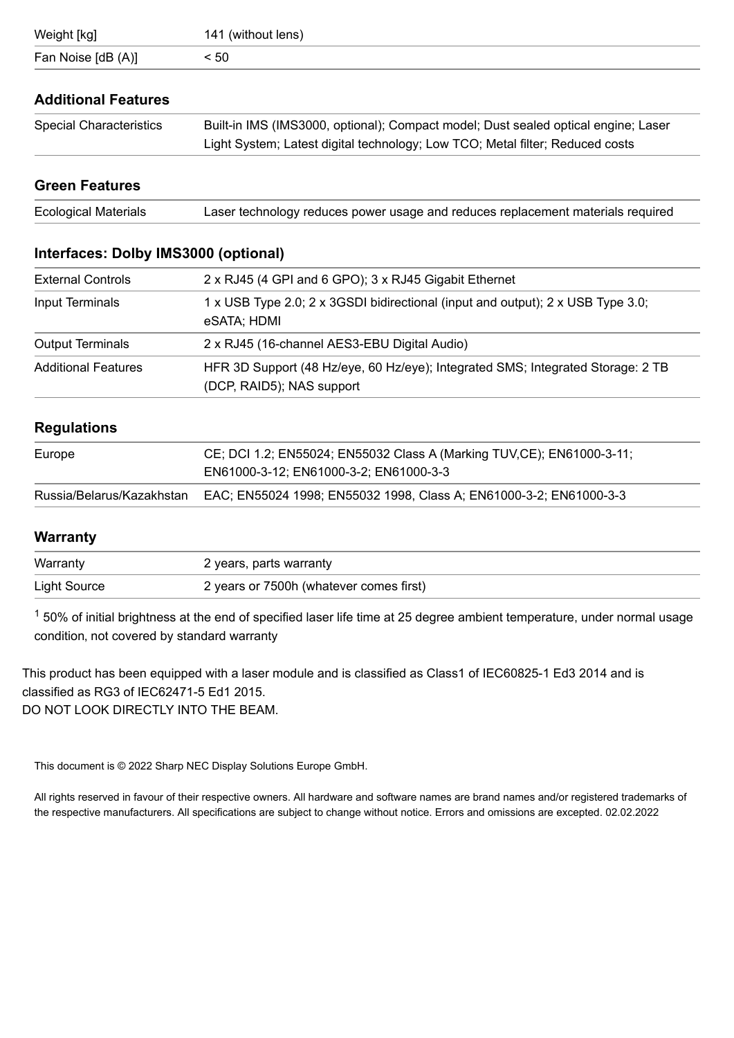| | |
|---|---|
| Weight [kg] | 141 (without lens) |
| Fan Noise [dB (A)] | < 50 |

## Additional Features

| | |
|---|---|
| Special Characteristics | Built-in IMS (IMS3000, optional); Compact model; Dust sealed optical engine; Laser Light System; Latest digital technology; Low TCO; Metal filter; Reduced costs |

## Green Features

| | |
|---|---|
| Ecological Materials | Laser technology reduces power usage and reduces replacement materials required |

## Interfaces: Dolby IMS3000 (optional)

| | |
|---|---|
| External Controls | 2 x RJ45 (4 GPI and 6 GPO); 3 x RJ45 Gigabit Ethernet |
| Input Terminals | 1 x USB Type 2.0; 2 x 3GSDI bidirectional (input and output); 2 x USB Type 3.0; eSATA; HDMI |
| Output Terminals | 2 x RJ45 (16-channel AES3-EBU Digital Audio) |
| Additional Features | HFR 3D Support (48 Hz/eye, 60 Hz/eye); Integrated SMS; Integrated Storage: 2 TB (DCP, RAID5); NAS support |

## Regulations

| | |
|---|---|
| Europe | CE; DCI 1.2; EN55024; EN55032 Class A (Marking TUV,CE); EN61000-3-11; EN61000-3-12; EN61000-3-2; EN61000-3-3 |
| Russia/Belarus/Kazakhstan | EAC; EN55024 1998; EN55032 1998, Class A; EN61000-3-2; EN61000-3-3 |

## Warranty

| | |
|---|---|
| Warranty | 2 years, parts warranty |
| Light Source | 2 years or 7500h (whatever comes first) |

[1] 50% of initial brightness at the end of specified laser life time at 25 degree ambient temperature, under normal usage condition, not covered by standard warranty

This product has been equipped with a laser module and is classified as Class1 of IEC60825-1 Ed3 2014 and is classified as RG3 of IEC62471-5 Ed1 2015.
DO NOT LOOK DIRECTLY INTO THE BEAM.

This document is © 2022 Sharp NEC Display Solutions Europe GmbH.

All rights reserved in favour of their respective owners. All hardware and software names are brand names and/or registered trademarks of the respective manufacturers. All specifications are subject to change without notice. Errors and omissions are excepted. 02.02.2022